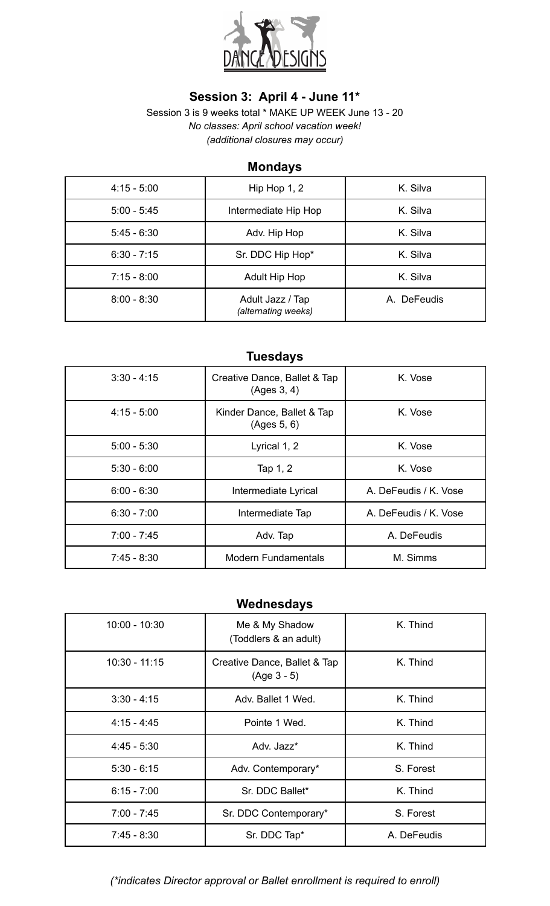DANCE DESIGNS

## Session 3: April 4 - June 11*

Session 3 is 9 weeks total * MAKE UP WEEK June 13 - 20

*No classes: April school vacation week!*

*(additional closures may occur)*

### Mondays

| | | |
|---|---|---|
| 4:15 - 5:00 | Hip Hop 1, 2 | K. Silva |
| 5:00 - 5:45 | Intermediate Hip Hop | K. Silva |
| 5:45 - 6:30 | Adv. Hip Hop | K. Silva |
| 6:30 - 7:15 | Sr. DDC Hip Hop* | K. Silva |
| 7:15 - 8:00 | Adult Hip Hop | K. Silva |
| 8:00 - 8:30 | Adult Jazz / Tap *(alternating weeks)* | A. DeFeudis |

### Tuesdays

| | | |
|---|---|---|
| 3:30 - 4:15 | Creative Dance, Ballet & Tap (Ages 3, 4) | K. Vose |
| 4:15 - 5:00 | Kinder Dance, Ballet & Tap (Ages 5, 6) | K. Vose |
| 5:00 - 5:30 | Lyrical 1, 2 | K. Vose |
| 5:30 - 6:00 | Tap 1, 2 | K. Vose |
| 6:00 - 6:30 | Intermediate Lyrical | A. DeFeudis / K. Vose |
| 6:30 - 7:00 | Intermediate Tap | A. DeFeudis / K. Vose |
| 7:00 - 7:45 | Adv. Tap | A. DeFeudis |
| 7:45 - 8:30 | Modern Fundamentals | M. Simms |

### Wednesdays

| | | |
|---|---|---|
| 10:00 - 10:30 | Me & My Shadow (Toddlers & an adult) | K. Thind |
| 10:30 - 11:15 | Creative Dance, Ballet & Tap (Age 3 - 5) | K. Thind |
| 3:30 - 4:15 | Adv. Ballet 1 Wed. | K. Thind |
| 4:15 - 4:45 | Pointe 1 Wed. | K. Thind |
| 4:45 - 5:30 | Adv. Jazz* | K. Thind |
| 5:30 - 6:15 | Adv. Contemporary* | S. Forest |
| 6:15 - 7:00 | Sr. DDC Ballet* | K. Thind |
| 7:00 - 7:45 | Sr. DDC Contemporary* | S. Forest |
| 7:45 - 8:30 | Sr. DDC Tap* | A. DeFeudis |

*(*indicates Director approval or Ballet enrollment is required to enroll)*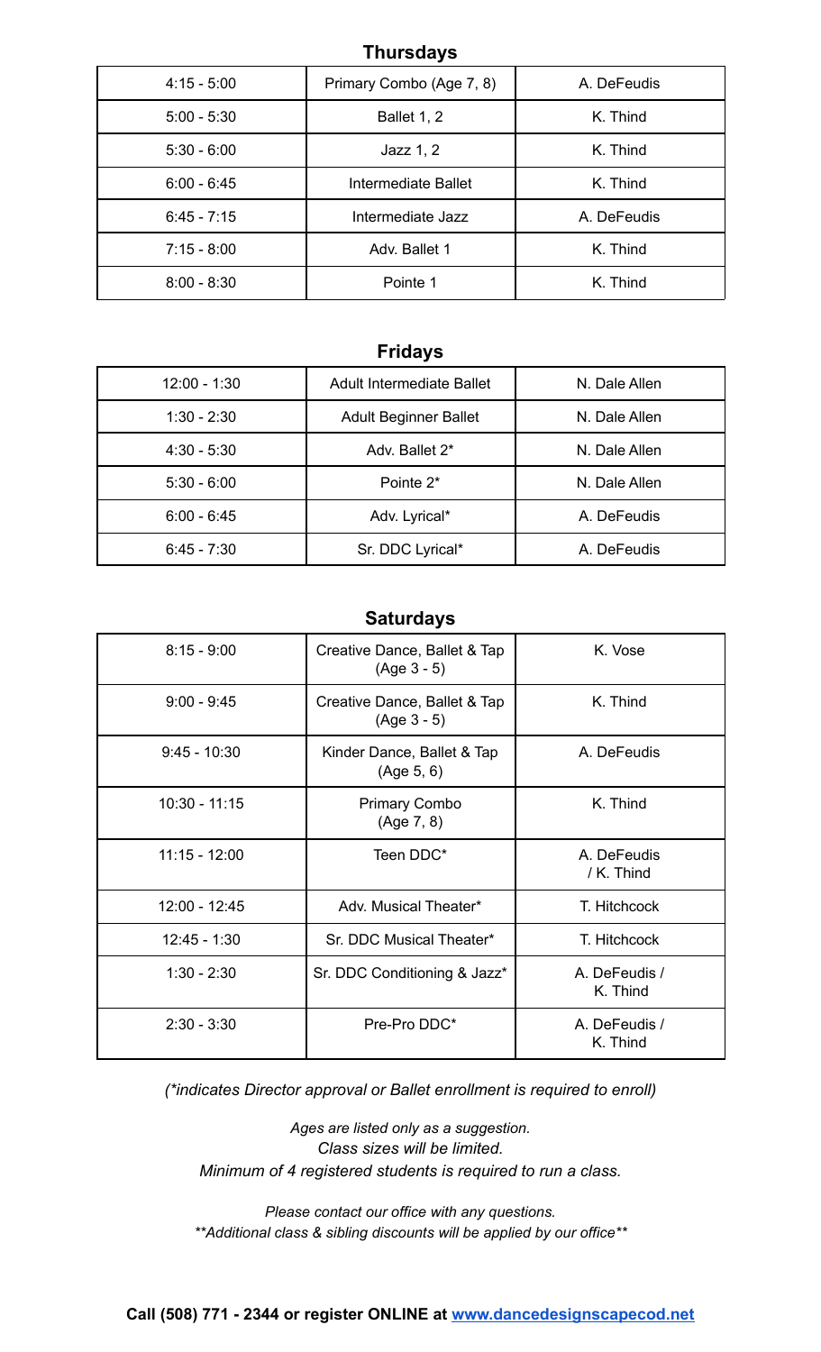## Thursdays

| | | |
|---|---|---|
| 4:15 - 5:00 | Primary Combo (Age 7, 8) | A. DeFeudis |
| 5:00 - 5:30 | Ballet 1, 2 | K. Thind |
| 5:30 - 6:00 | Jazz 1, 2 | K. Thind |
| 6:00 - 6:45 | Intermediate Ballet | K. Thind |
| 6:45 - 7:15 | Intermediate Jazz | A. DeFeudis |
| 7:15 - 8:00 | Adv. Ballet 1 | K. Thind |
| 8:00 - 8:30 | Pointe 1 | K. Thind |

## Fridays

| | | |
|---|---|---|
| 12:00 - 1:30 | Adult Intermediate Ballet | N. Dale Allen |
| 1:30 - 2:30 | Adult Beginner Ballet | N. Dale Allen |
| 4:30 - 5:30 | Adv. Ballet 2* | N. Dale Allen |
| 5:30 - 6:00 | Pointe 2* | N. Dale Allen |
| 6:00 - 6:45 | Adv. Lyrical* | A. DeFeudis |
| 6:45 - 7:30 | Sr. DDC Lyrical* | A. DeFeudis |

## Saturdays

| | | |
|---|---|---|
| 8:15 - 9:00 | Creative Dance, Ballet & Tap (Age 3 - 5) | K. Vose |
| 9:00 - 9:45 | Creative Dance, Ballet & Tap (Age 3 - 5) | K. Thind |
| 9:45 - 10:30 | Kinder Dance, Ballet & Tap (Age 5, 6) | A. DeFeudis |
| 10:30 - 11:15 | Primary Combo (Age 7, 8) | K. Thind |
| 11:15 - 12:00 | Teen DDC* | A. DeFeudis / K. Thind |
| 12:00 - 12:45 | Adv. Musical Theater* | T. Hitchcock |
| 12:45 - 1:30 | Sr. DDC Musical Theater* | T. Hitchcock |
| 1:30 - 2:30 | Sr. DDC Conditioning & Jazz* | A. DeFeudis / K. Thind |
| 2:30 - 3:30 | Pre-Pro DDC* | A. DeFeudis / K. Thind |

*(*indicates Director approval or Ballet enrollment is required to enroll)*

*Ages are listed only as a suggestion.*
*Class sizes will be limited.*
*Minimum of 4 registered students is required to run a class.*

*Please contact our office with any questions.*
*\*\*Additional class & sibling discounts will be applied by our office\*\**

**Call (508) 771 - 2344 or register ONLINE at [www.dancedesignscapecod.net](http://www.dancedesignscapecod.net)**